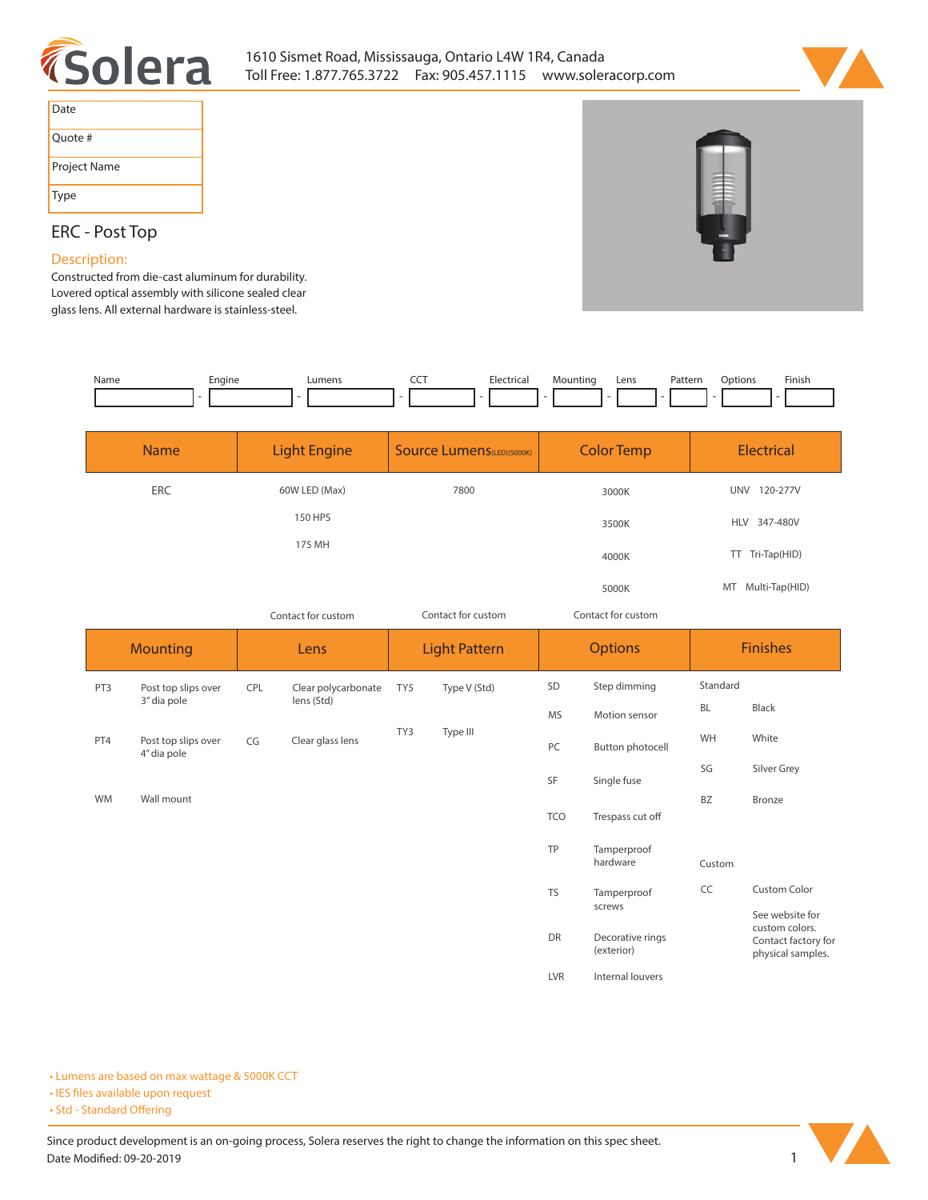Solera

1610 Sismet Road, Mississauga, Ontario L4W 1R4, Canada
Toll Free: 1.877.765.3722 Fax: 905.457.1115 www.soleracorp.com

| Date | |
|---|---|
| Quote # | |
| Project Name | |
| Type | |

# ERC - Post Top

## Description:

Constructed from die-cast aluminum for durability. Lovered optical assembly with silicone sealed clear glass lens. All external hardware is stainless-steel.

| Name | | Engine | | Lumens | | CCT | | Electrical | | Mounting | | Lens | | Pattern | | Options | | Finish |
|---|---|---|---|---|---|---|---|---|---|---|---|---|---|---|---|---|---|---|
| | - | | - | | - | | - | | - | | - | | - | | - | | - | |

| Name | Light Engine | Source Lumens(LED)(5000K) | Color Temp | Electrical |
|---|---|---|---|---|
| ERC | 60W LED (Max) | 7800 | 3000K | UNV 120-277V |
| | 150 HPS | | 3500K | HLV 347-480V |
| | 175 MH | | 4000K | TT Tri-Tap(HID) |
| | | | 5000K | MT Multi-Tap(HID) |
| | Contact for custom | Contact for custom | Contact for custom | |

| Mounting | | Lens | | Light Pattern | | Options | | Finishes | |
|---|---|---|---|---|---|---|---|---|---|
| PT3 | Post top slips over 3" dia pole | CPL | Clear polycarbonate lens (Std) | TY5 | Type V (Std) | SD | Step dimming | Standard | |
| | | | | | | MS | Motion sensor | BL | Black |
| PT4 | Post top slips over 4" dia pole | CG | Clear glass lens | TY3 | Type III | PC | Button photocell | WH | White |
| | | | | | | SF | Single fuse | SG | Silver Grey |
| WM | Wall mount | | | | | TCO | Trespass cut off | BZ | Bronze |
| | | | | | | TP | Tamperproof hardware | Custom | |
| | | | | | | TS | Tamperproof screws | CC | Custom Color |
| | | | | | | DR | Decorative rings (exterior) | | See website for custom colors. Contact factory for physical samples. |
| | | | | | | LVR | Internal louvers | | |

- Lumens are based on max wattage & 5000K CCT
- IES files available upon request
- Std - Standard Offering

Since product development is an on-going process, Solera reserves the right to change the information on this spec sheet.
Date Modified: 09-20-2019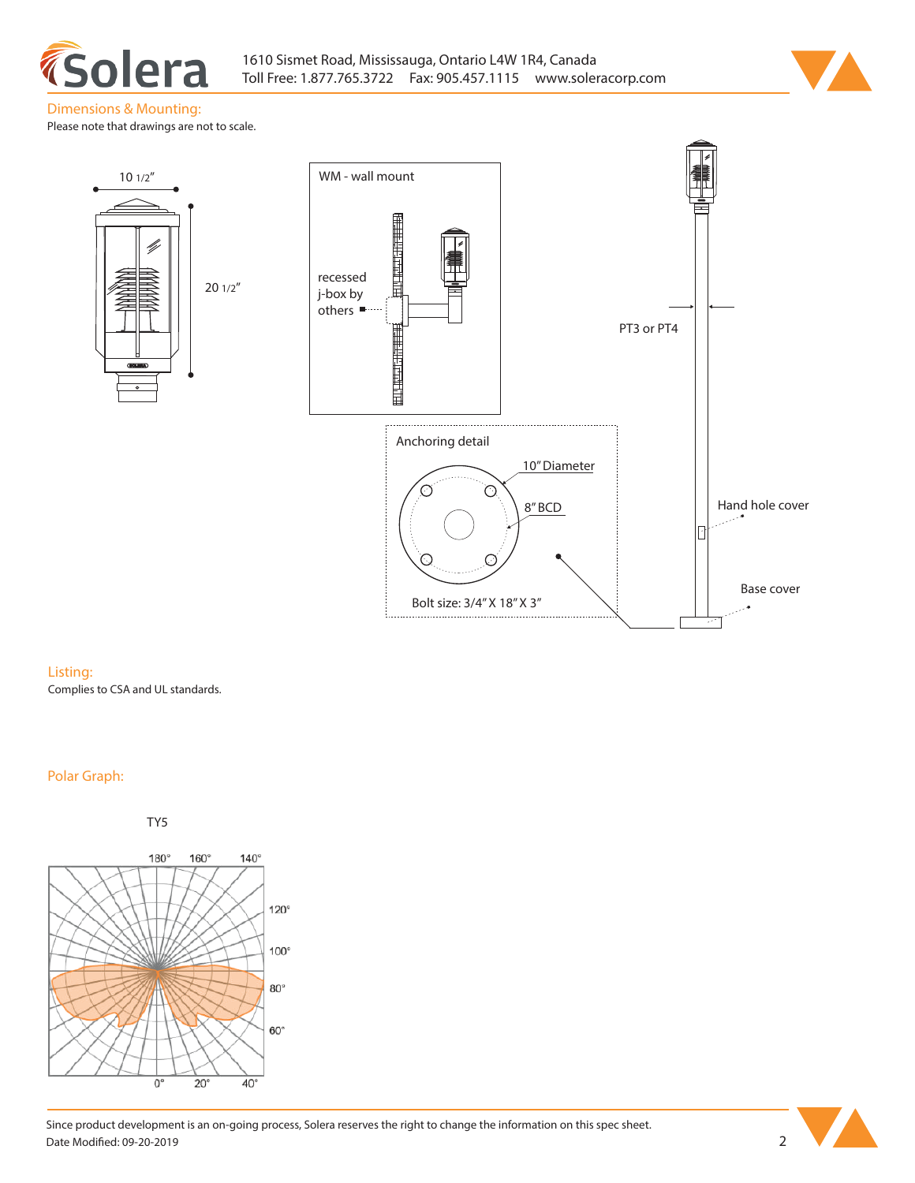1610 Sismet Road, Mississauga, Ontario L4W 1R4, Canada
Toll Free: 1.877.765.3722 Fax: 905.457.1115 www.soleracorp.com

## Dimensions & Mounting:

Please note that drawings are not to scale.

10 1/2"

20 1/2"

WM - wall mount

recessed j-box by others

PT3 or PT4

Anchoring detail

10" Diameter

8" BCD

Bolt size: 3/4" X 18" X 3"

Hand hole cover

Base cover

## Listing:

Complies to CSA and UL standards.

## Polar Graph:

TY5

180° 160° 140°

120°

100°

80°

60°

0° 20° 40°

Since product development is an on-going process, Solera reserves the right to change the information on this spec sheet.
Date Modified: 09-20-2019